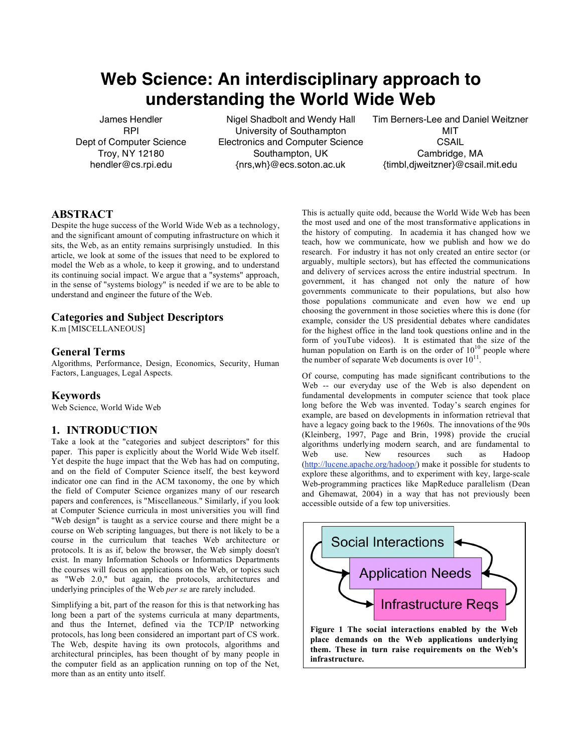# Web Science: An interdisciplinary approach to understanding the World Wide Web

James Hendler
RPI
Dept of Computer Science
Troy, NY 12180
hendler@cs.rpi.edu

Nigel Shadbolt and Wendy Hall
University of Southampton
Electronics and Computer Science
Southampton, UK
{nrs,wh}@ecs.soton.ac.uk

Tim Berners-Lee and Daniel Weitzner
MIT
CSAIL
Cambridge, MA
{timbl,djweitzner}@csail.mit.edu

## ABSTRACT

Despite the huge success of the World Wide Web as a technology, and the significant amount of computing infrastructure on which it sits, the Web, as an entity remains surprisingly unstudied. In this article, we look at some of the issues that need to be explored to model the Web as a whole, to keep it growing, and to understand its continuing social impact. We argue that a "systems" approach, in the sense of "systems biology" is needed if we are to be able to understand and engineer the future of the Web.

## Categories and Subject Descriptors

K.m [MISCELLANEOUS]

## General Terms

Algorithms, Performance, Design, Economics, Security, Human Factors, Languages, Legal Aspects.

## Keywords

Web Science, World Wide Web

## 1. INTRODUCTION

Take a look at the "categories and subject descriptors" for this paper. This paper is explicitly about the World Wide Web itself. Yet despite the huge impact that the Web has had on computing, and on the field of Computer Science itself, the best keyword indicator one can find in the ACM taxonomy, the one by which the field of Computer Science organizes many of our research papers and conferences, is "Miscellaneous." Similarly, if you look at Computer Science curricula in most universities you will find "Web design" is taught as a service course and there might be a course on Web scripting languages, but there is not likely to be a course in the curriculum that teaches Web architecture or protocols. It is as if, below the browser, the Web simply doesn't exist. In many Information Schools or Informatics Departments the courses will focus on applications on the Web, or topics such as "Web 2.0," but again, the protocols, architectures and underlying principles of the Web *per se* are rarely included.

Simplifying a bit, part of the reason for this is that networking has long been a part of the systems curricula at many departments, and thus the Internet, defined via the TCP/IP networking protocols, has long been considered an important part of CS work. The Web, despite having its own protocols, algorithms and architectural principles, has been thought of by many people in the computer field as an application running on top of the Net, more than as an entity unto itself.

This is actually quite odd, because the World Wide Web has been the most used and one of the most transformative applications in the history of computing. In academia it has changed how we teach, how we communicate, how we publish and how we do research. For industry it has not only created an entire sector (or arguably, multiple sectors), but has effected the communications and delivery of services across the entire industrial spectrum. In government, it has changed not only the nature of how governments communicate to their populations, but also how those populations communicate and even how we end up choosing the government in those societies where this is done (for example, consider the US presidential debates where candidates for the highest office in the land took questions online and in the form of youTube videos). It is estimated that the size of the human population on Earth is on the order of $10^{10}$ people where the number of separate Web documents is over $10^{11}$.

Of course, computing has made significant contributions to the Web -- our everyday use of the Web is also dependent on fundamental developments in computer science that took place long before the Web was invented. Today's search engines for example, are based on developments in information retrieval that have a legacy going back to the 1960s. The innovations of the 90s (Kleinberg, 1997, Page and Brin, 1998) provide the crucial algorithms underlying modern search, and are fundamental to Web use. New resources such as Hadoop (http://lucene.apache.org/hadoop/) make it possible for students to explore these algorithms, and to experiment with key, large-scale Web-programming practices like MapReduce parallelism (Dean and Ghemawat, 2004) in a way that has not previously been accessible outside of a few top universities.

**Figure 1 The social interactions enabled by the Web place demands on the Web applications underlying them. These in turn raise requirements on the Web's infrastructure.**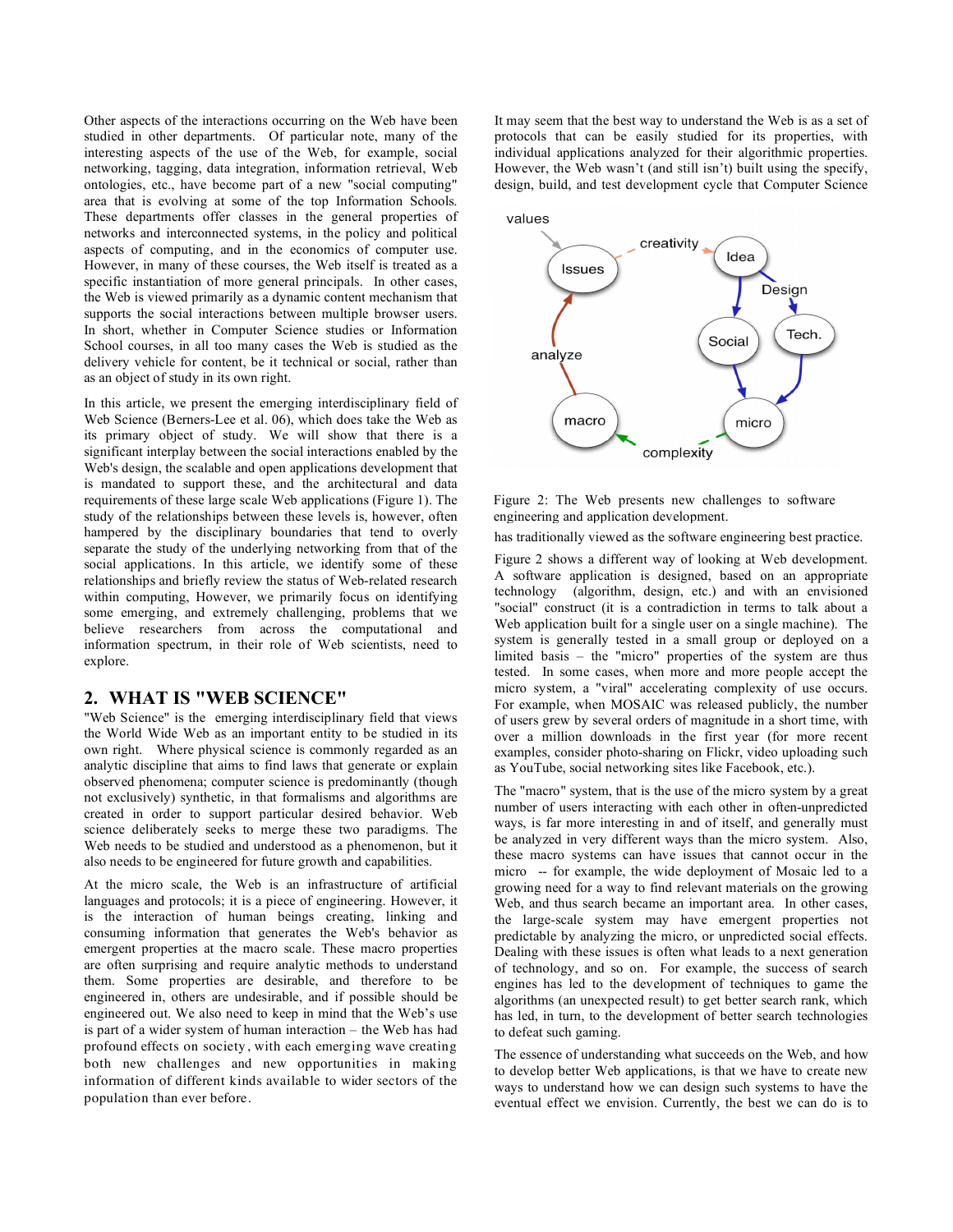Other aspects of the interactions occurring on the Web have been studied in other departments. Of particular note, many of the interesting aspects of the use of the Web, for example, social networking, tagging, data integration, information retrieval, Web ontologies, etc., have become part of a new "social computing" area that is evolving at some of the top Information Schools. These departments offer classes in the general properties of networks and interconnected systems, in the policy and political aspects of computing, and in the economics of computer use. However, in many of these courses, the Web itself is treated as a specific instantiation of more general principals. In other cases, the Web is viewed primarily as a dynamic content mechanism that supports the social interactions between multiple browser users. In short, whether in Computer Science studies or Information School courses, in all too many cases the Web is studied as the delivery vehicle for content, be it technical or social, rather than as an object of study in its own right.

In this article, we present the emerging interdisciplinary field of Web Science (Berners-Lee et al. 06), which does take the Web as its primary object of study. We will show that there is a significant interplay between the social interactions enabled by the Web's design, the scalable and open applications development that is mandated to support these, and the architectural and data requirements of these large scale Web applications (Figure 1). The study of the relationships between these levels is, however, often hampered by the disciplinary boundaries that tend to overly separate the study of the underlying networking from that of the social applications. In this article, we identify some of these relationships and briefly review the status of Web-related research within computing, However, we primarily focus on identifying some emerging, and extremely challenging, problems that we believe researchers from across the computational and information spectrum, in their role of Web scientists, need to explore.

## 2. WHAT IS "WEB SCIENCE"

"Web Science" is the emerging interdisciplinary field that views the World Wide Web as an important entity to be studied in its own right. Where physical science is commonly regarded as an analytic discipline that aims to find laws that generate or explain observed phenomena; computer science is predominantly (though not exclusively) synthetic, in that formalisms and algorithms are created in order to support particular desired behavior. Web science deliberately seeks to merge these two paradigms. The Web needs to be studied and understood as a phenomenon, but it also needs to be engineered for future growth and capabilities.

At the micro scale, the Web is an infrastructure of artificial languages and protocols; it is a piece of engineering. However, it is the interaction of human beings creating, linking and consuming information that generates the Web's behavior as emergent properties at the macro scale. These macro properties are often surprising and require analytic methods to understand them. Some properties are desirable, and therefore to be engineered in, others are undesirable, and if possible should be engineered out. We also need to keep in mind that the Web's use is part of a wider system of human interaction – the Web has had profound effects on society, with each emerging wave creating both new challenges and new opportunities in making information of different kinds available to wider sectors of the population than ever before.

It may seem that the best way to understand the Web is as a set of protocols that can be easily studied for its properties, with individual applications analyzed for their algorithmic properties. However, the Web wasn't (and still isn't) built using the specify, design, build, and test development cycle that Computer Science has traditionally viewed as the software engineering best practice.

Figure 2: The Web presents new challenges to software engineering and application development.

Figure 2 shows a different way of looking at Web development. A software application is designed, based on an appropriate technology (algorithm, design, etc.) and with an envisioned "social" construct (it is a contradiction in terms to talk about a Web application built for a single user on a single machine). The system is generally tested in a small group or deployed on a limited basis – the "micro" properties of the system are thus tested. In some cases, when more and more people accept the micro system, a "viral" accelerating complexity of use occurs. For example, when MOSAIC was released publicly, the number of users grew by several orders of magnitude in a short time, with over a million downloads in the first year (for more recent examples, consider photo-sharing on Flickr, video uploading such as YouTube, social networking sites like Facebook, etc.).

The "macro" system, that is the use of the micro system by a great number of users interacting with each other in often-unpredicted ways, is far more interesting in and of itself, and generally must be analyzed in very different ways than the micro system. Also, these macro systems can have issues that cannot occur in the micro -- for example, the wide deployment of Mosaic led to a growing need for a way to find relevant materials on the growing Web, and thus search became an important area. In other cases, the large-scale system may have emergent properties not predictable by analyzing the micro, or unpredicted social effects. Dealing with these issues is often what leads to a next generation of technology, and so on. For example, the success of search engines has led to the development of techniques to game the algorithms (an unexpected result) to get better search rank, which has led, in turn, to the development of better search technologies to defeat such gaming.

The essence of understanding what succeeds on the Web, and how to develop better Web applications, is that we have to create new ways to understand how we can design such systems to have the eventual effect we envision. Currently, the best we can do is to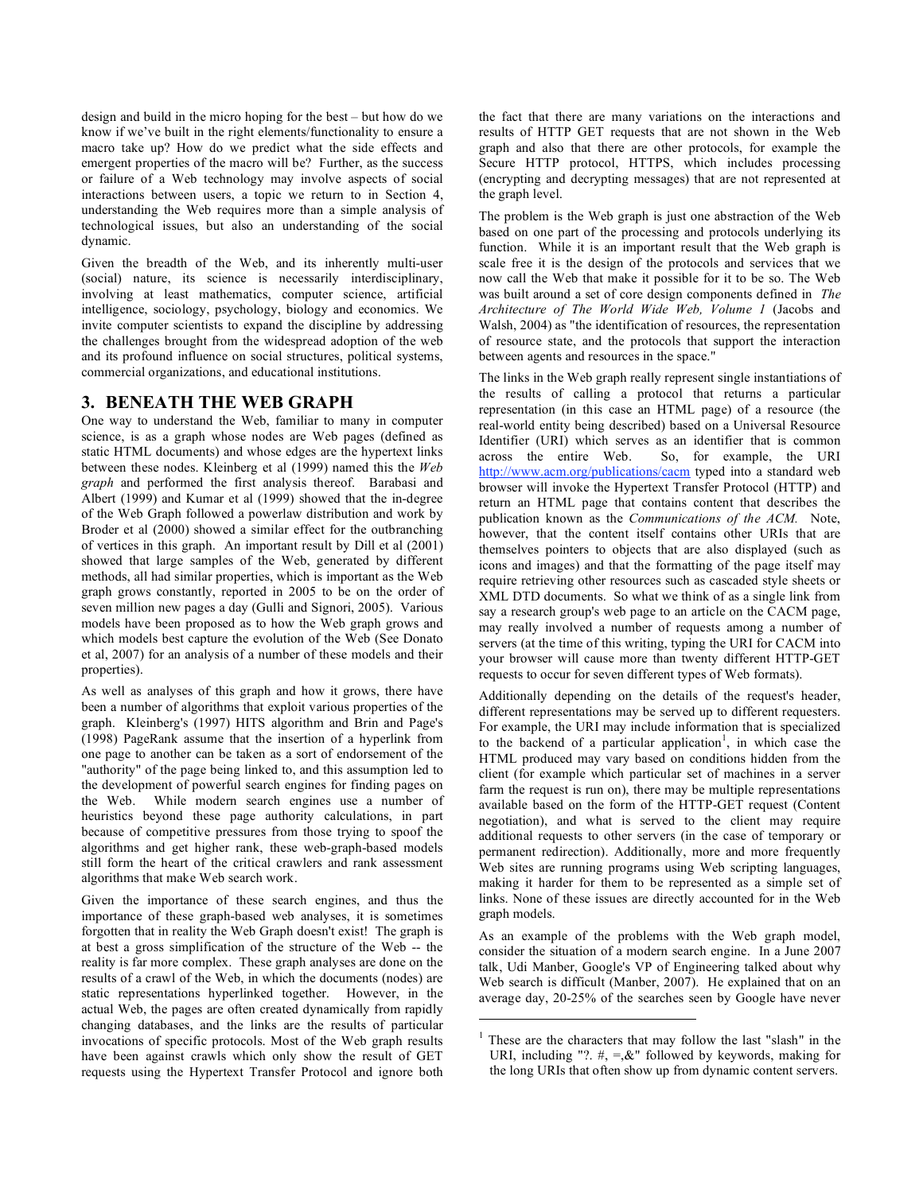design and build in the micro hoping for the best – but how do we know if we've built in the right elements/functionality to ensure a macro take up? How do we predict what the side effects and emergent properties of the macro will be? Further, as the success or failure of a Web technology may involve aspects of social interactions between users, a topic we return to in Section 4, understanding the Web requires more than a simple analysis of technological issues, but also an understanding of the social dynamic.

Given the breadth of the Web, and its inherently multi-user (social) nature, its science is necessarily interdisciplinary, involving at least mathematics, computer science, artificial intelligence, sociology, psychology, biology and economics. We invite computer scientists to expand the discipline by addressing the challenges brought from the widespread adoption of the web and its profound influence on social structures, political systems, commercial organizations, and educational institutions.

## 3. BENEATH THE WEB GRAPH

One way to understand the Web, familiar to many in computer science, is as a graph whose nodes are Web pages (defined as static HTML documents) and whose edges are the hypertext links between these nodes. Kleinberg et al (1999) named this the *Web graph* and performed the first analysis thereof. Barabasi and Albert (1999) and Kumar et al (1999) showed that the in-degree of the Web Graph followed a powerlaw distribution and work by Broder et al (2000) showed a similar effect for the outbranching of vertices in this graph. An important result by Dill et al (2001) showed that large samples of the Web, generated by different methods, all had similar properties, which is important as the Web graph grows constantly, reported in 2005 to be on the order of seven million new pages a day (Gulli and Signori, 2005). Various models have been proposed as to how the Web graph grows and which models best capture the evolution of the Web (See Donato et al, 2007) for an analysis of a number of these models and their properties).

As well as analyses of this graph and how it grows, there have been a number of algorithms that exploit various properties of the graph. Kleinberg's (1997) HITS algorithm and Brin and Page's (1998) PageRank assume that the insertion of a hyperlink from one page to another can be taken as a sort of endorsement of the "authority" of the page being linked to, and this assumption led to the development of powerful search engines for finding pages on the Web. While modern search engines use a number of heuristics beyond these page authority calculations, in part because of competitive pressures from those trying to spoof the algorithms and get higher rank, these web-graph-based models still form the heart of the critical crawlers and rank assessment algorithms that make Web search work.

Given the importance of these search engines, and thus the importance of these graph-based web analyses, it is sometimes forgotten that in reality the Web Graph doesn't exist! The graph is at best a gross simplification of the structure of the Web -- the reality is far more complex. These graph analyses are done on the results of a crawl of the Web, in which the documents (nodes) are static representations hyperlinked together. However, in the actual Web, the pages are often created dynamically from rapidly changing databases, and the links are the results of particular invocations of specific protocols. Most of the Web graph results have been against crawls which only show the result of GET requests using the Hypertext Transfer Protocol and ignore both the fact that there are many variations on the interactions and results of HTTP GET requests that are not shown in the Web graph and also that there are other protocols, for example the Secure HTTP protocol, HTTPS, which includes processing (encrypting and decrypting messages) that are not represented at the graph level.

The problem is the Web graph is just one abstraction of the Web based on one part of the processing and protocols underlying its function. While it is an important result that the Web graph is scale free it is the design of the protocols and services that we now call the Web that make it possible for it to be so. The Web was built around a set of core design components defined in *The Architecture of The World Wide Web, Volume 1* (Jacobs and Walsh, 2004) as "the identification of resources, the representation of resource state, and the protocols that support the interaction between agents and resources in the space."

The links in the Web graph really represent single instantiations of the results of calling a protocol that returns a particular representation (in this case an HTML page) of a resource (the real-world entity being described) based on a Universal Resource Identifier (URI) which serves as an identifier that is common across the entire Web. So, for example, the URI http://www.acm.org/publications/cacm typed into a standard web browser will invoke the Hypertext Transfer Protocol (HTTP) and return an HTML page that contains content that describes the publication known as the *Communications of the ACM.* Note, however, that the content itself contains other URIs that are themselves pointers to objects that are also displayed (such as icons and images) and that the formatting of the page itself may require retrieving other resources such as cascaded style sheets or XML DTD documents. So what we think of as a single link from say a research group's web page to an article on the CACM page, may really involved a number of requests among a number of servers (at the time of this writing, typing the URI for CACM into your browser will cause more than twenty different HTTP-GET requests to occur for seven different types of Web formats).

Additionally depending on the details of the request's header, different representations may be served up to different requesters. For example, the URI may include information that is specialized to the backend of a particular application[1], in which case the HTML produced may vary based on conditions hidden from the client (for example which particular set of machines in a server farm the request is run on), there may be multiple representations available based on the form of the HTTP-GET request (Content negotiation), and what is served to the client may require additional requests to other servers (in the case of temporary or permanent redirection). Additionally, more and more frequently Web sites are running programs using Web scripting languages, making it harder for them to be represented as a simple set of links. None of these issues are directly accounted for in the Web graph models.

As an example of the problems with the Web graph model, consider the situation of a modern search engine. In a June 2007 talk, Udi Manber, Google's VP of Engineering talked about why Web search is difficult (Manber, 2007). He explained that on an average day, 20-25% of the searches seen by Google have never

[1] These are the characters that may follow the last "slash" in the URI, including "?. #, =,&" followed by keywords, making for the long URIs that often show up from dynamic content servers.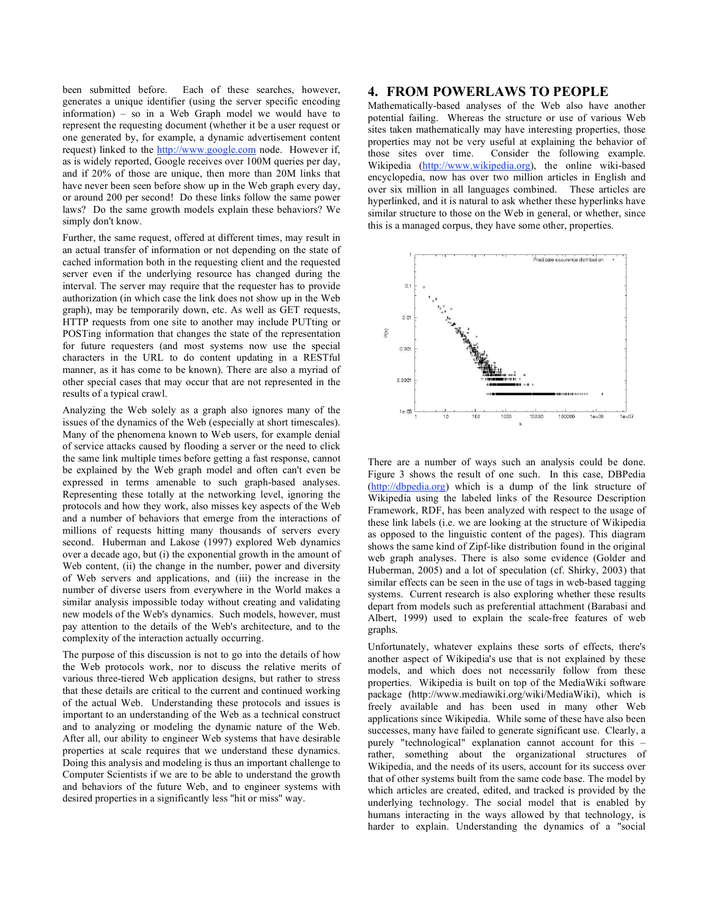been submitted before. Each of these searches, however, generates a unique identifier (using the server specific encoding information) – so in a Web Graph model we would have to represent the requesting document (whether it be a user request or one generated by, for example, a dynamic advertisement content request) linked to the http://www.google.com node. However if, as is widely reported, Google receives over 100M queries per day, and if 20% of those are unique, then more than 20M links that have never been seen before show up in the Web graph every day, or around 200 per second! Do these links follow the same power laws? Do the same growth models explain these behaviors? We simply don't know.

Further, the same request, offered at different times, may result in an actual transfer of information or not depending on the state of cached information both in the requesting client and the requested server even if the underlying resource has changed during the interval. The server may require that the requester has to provide authorization (in which case the link does not show up in the Web graph), may be temporarily down, etc. As well as GET requests, HTTP requests from one site to another may include PUTting or POSTing information that changes the state of the representation for future requesters (and most systems now use the special characters in the URL to do content updating in a RESTful manner, as it has come to be known). There are also a myriad of other special cases that may occur that are not represented in the results of a typical crawl.

Analyzing the Web solely as a graph also ignores many of the issues of the dynamics of the Web (especially at short timescales). Many of the phenomena known to Web users, for example denial of service attacks caused by flooding a server or the need to click the same link multiple times before getting a fast response, cannot be explained by the Web graph model and often can't even be expressed in terms amenable to such graph-based analyses. Representing these totally at the networking level, ignoring the protocols and how they work, also misses key aspects of the Web and a number of behaviors that emerge from the interactions of millions of requests hitting many thousands of servers every second. Huberman and Lakose (1997) explored Web dynamics over a decade ago, but (i) the exponential growth in the amount of Web content, (ii) the change in the number, power and diversity of Web servers and applications, and (iii) the increase in the number of diverse users from everywhere in the World makes a similar analysis impossible today without creating and validating new models of the Web's dynamics. Such models, however, must pay attention to the details of the Web's architecture, and to the complexity of the interaction actually occurring.

The purpose of this discussion is not to go into the details of how the Web protocols work, nor to discuss the relative merits of various three-tiered Web application designs, but rather to stress that these details are critical to the current and continued working of the actual Web. Understanding these protocols and issues is important to an understanding of the Web as a technical construct and to analyzing or modeling the dynamic nature of the Web. After all, our ability to engineer Web systems that have desirable properties at scale requires that we understand these dynamics. Doing this analysis and modeling is thus an important challenge to Computer Scientists if we are to be able to understand the growth and behaviors of the future Web, and to engineer systems with desired properties in a significantly less "hit or miss" way.

# 4. FROM POWERLAWS TO PEOPLE

Mathematically-based analyses of the Web also have another potential failing. Whereas the structure or use of various Web sites taken mathematically may have interesting properties, those properties may not be very useful at explaining the behavior of those sites over time. Consider the following example. Wikipedia (http://www.wikipedia.org), the online wiki-based encyclopedia, now has over two million articles in English and over six million in all languages combined. These articles are hyperlinked, and it is natural to ask whether these hyperlinks have similar structure to those on the Web in general, or whether, since this is a managed corpus, they have some other, properties.

There are a number of ways such an analysis could be done. Figure 3 shows the result of one such. In this case, DBPedia (http://dbpedia.org) which is a dump of the link structure of Wikipedia using the labeled links of the Resource Description Framework, RDF, has been analyzed with respect to the usage of these link labels (i.e. we are looking at the structure of Wikipedia as opposed to the linguistic content of the pages). This diagram shows the same kind of Zipf-like distribution found in the original web graph analyses. There is also some evidence (Golder and Huberman, 2005) and a lot of speculation (cf. Shirky, 2003) that similar effects can be seen in the use of tags in web-based tagging systems. Current research is also exploring whether these results depart from models such as preferential attachment (Barabasi and Albert, 1999) used to explain the scale-free features of web graphs.

Unfortunately, whatever explains these sorts of effects, there's another aspect of Wikipedia's use that is not explained by these models, and which does not necessarily follow from these properties. Wikipedia is built on top of the MediaWiki software package (http://www.mediawiki.org/wiki/MediaWiki), which is freely available and has been used in many other Web applications since Wikipedia. While some of these have also been successes, many have failed to generate significant use. Clearly, a purely "technological" explanation cannot account for this – rather, something about the organizational structures of Wikipedia, and the needs of its users, account for its success over that of other systems built from the same code base. The model by which articles are created, edited, and tracked is provided by the underlying technology. The social model that is enabled by humans interacting in the ways allowed by that technology, is harder to explain. Understanding the dynamics of a "social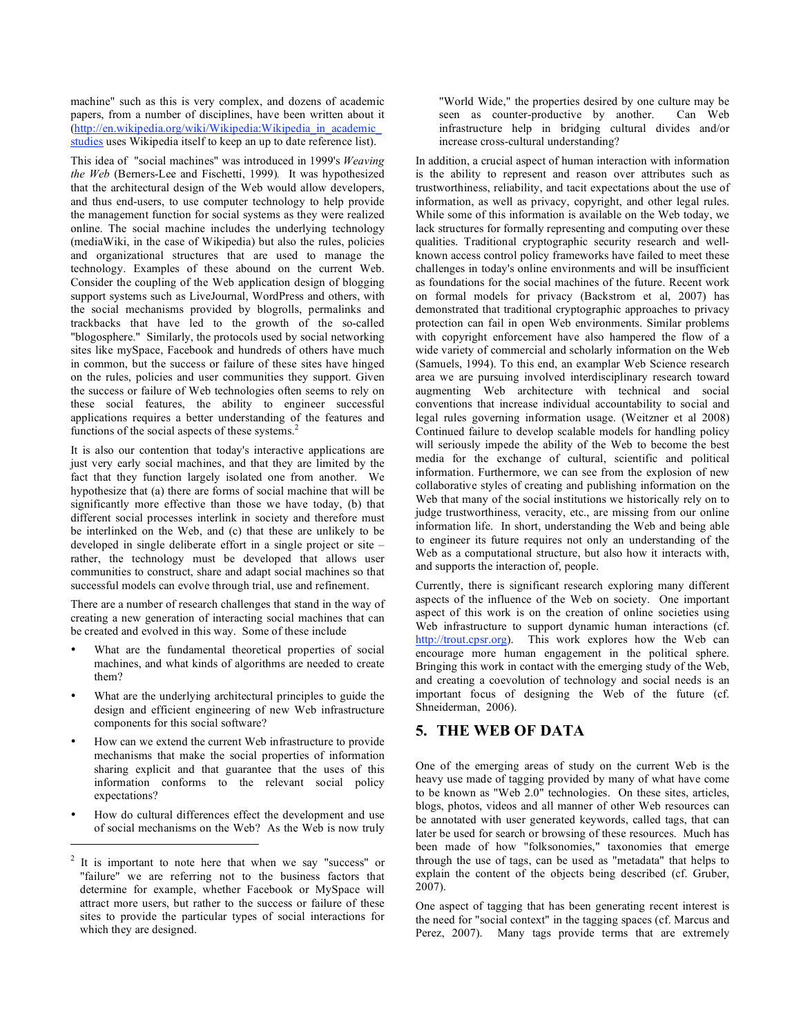machine" such as this is very complex, and dozens of academic papers, from a number of disciplines, have been written about it (http://en.wikipedia.org/wiki/Wikipedia:Wikipedia_in_academic_studies uses Wikipedia itself to keep an up to date reference list).

This idea of "social machines" was introduced in 1999's *Weaving the Web* (Berners-Lee and Fischetti, 1999). It was hypothesized that the architectural design of the Web would allow developers, and thus end-users, to use computer technology to help provide the management function for social systems as they were realized online. The social machine includes the underlying technology (mediaWiki, in the case of Wikipedia) but also the rules, policies and organizational structures that are used to manage the technology. Examples of these abound on the current Web. Consider the coupling of the Web application design of blogging support systems such as LiveJournal, WordPress and others, with the social mechanisms provided by blogrolls, permalinks and trackbacks that have led to the growth of the so-called "blogosphere." Similarly, the protocols used by social networking sites like mySpace, Facebook and hundreds of others have much in common, but the success or failure of these sites have hinged on the rules, policies and user communities they support. Given the success or failure of Web technologies often seems to rely on these social features, the ability to engineer successful applications requires a better understanding of the features and functions of the social aspects of these systems.[2]

It is also our contention that today's interactive applications are just very early social machines, and that they are limited by the fact that they function largely isolated one from another. We hypothesize that (a) there are forms of social machine that will be significantly more effective than those we have today, (b) that different social processes interlink in society and therefore must be interlinked on the Web, and (c) that these are unlikely to be developed in single deliberate effort in a single project or site – rather, the technology must be developed that allows user communities to construct, share and adapt social machines so that successful models can evolve through trial, use and refinement.

There are a number of research challenges that stand in the way of creating a new generation of interacting social machines that can be created and evolved in this way. Some of these include

- What are the fundamental theoretical properties of social machines, and what kinds of algorithms are needed to create them?
- What are the underlying architectural principles to guide the design and efficient engineering of new Web infrastructure components for this social software?
- How can we extend the current Web infrastructure to provide mechanisms that make the social properties of information sharing explicit and that guarantee that the uses of this information conforms to the relevant social policy expectations?
- How do cultural differences effect the development and use of social mechanisms on the Web? As the Web is now truly "World Wide," the properties desired by one culture may be seen as counter-productive by another. Can Web infrastructure help in bridging cultural divides and/or increase cross-cultural understanding?

In addition, a crucial aspect of human interaction with information is the ability to represent and reason over attributes such as trustworthiness, reliability, and tacit expectations about the use of information, as well as privacy, copyright, and other legal rules. While some of this information is available on the Web today, we lack structures for formally representing and computing over these qualities. Traditional cryptographic security research and well-known access control policy frameworks have failed to meet these challenges in today's online environments and will be insufficient as foundations for the social machines of the future. Recent work on formal models for privacy (Backstrom et al, 2007) has demonstrated that traditional cryptographic approaches to privacy protection can fail in open Web environments. Similar problems with copyright enforcement have also hampered the flow of a wide variety of commercial and scholarly information on the Web (Samuels, 1994). To this end, an examplar Web Science research area we are pursuing involved interdisciplinary research toward augmenting Web architecture with technical and social conventions that increase individual accountability to social and legal rules governing information usage. (Weitzner et al 2008) Continued failure to develop scalable models for handling policy will seriously impede the ability of the Web to become the best media for the exchange of cultural, scientific and political information. Furthermore, we can see from the explosion of new collaborative styles of creating and publishing information on the Web that many of the social institutions we historically rely on to judge trustworthiness, veracity, etc., are missing from our online information life. In short, understanding the Web and being able to engineer its future requires not only an understanding of the Web as a computational structure, but also how it interacts with, and supports the interaction of, people.

Currently, there is significant research exploring many different aspects of the influence of the Web on society. One important aspect of this work is on the creation of online societies using Web infrastructure to support dynamic human interactions (cf. http://trout.cpsr.org). This work explores how the Web can encourage more human engagement in the political sphere. Bringing this work in contact with the emerging study of the Web, and creating a coevolution of technology and social needs is an important focus of designing the Web of the future (cf. Shneiderman, 2006).

## 5. THE WEB OF DATA

One of the emerging areas of study on the current Web is the heavy use made of tagging provided by many of what have come to be known as "Web 2.0" technologies. On these sites, articles, blogs, photos, videos and all manner of other Web resources can be annotated with user generated keywords, called tags, that can later be used for search or browsing of these resources. Much has been made of how "folksonomies," taxonomies that emerge through the use of tags, can be used as "metadata" that helps to explain the content of the objects being described (cf. Gruber, 2007).

One aspect of tagging that has been generating recent interest is the need for "social context" in the tagging spaces (cf. Marcus and Perez, 2007). Many tags provide terms that are extremely

[2] It is important to note here that when we say "success" or "failure" we are referring not to the business factors that determine for example, whether Facebook or MySpace will attract more users, but rather to the success or failure of these sites to provide the particular types of social interactions for which they are designed.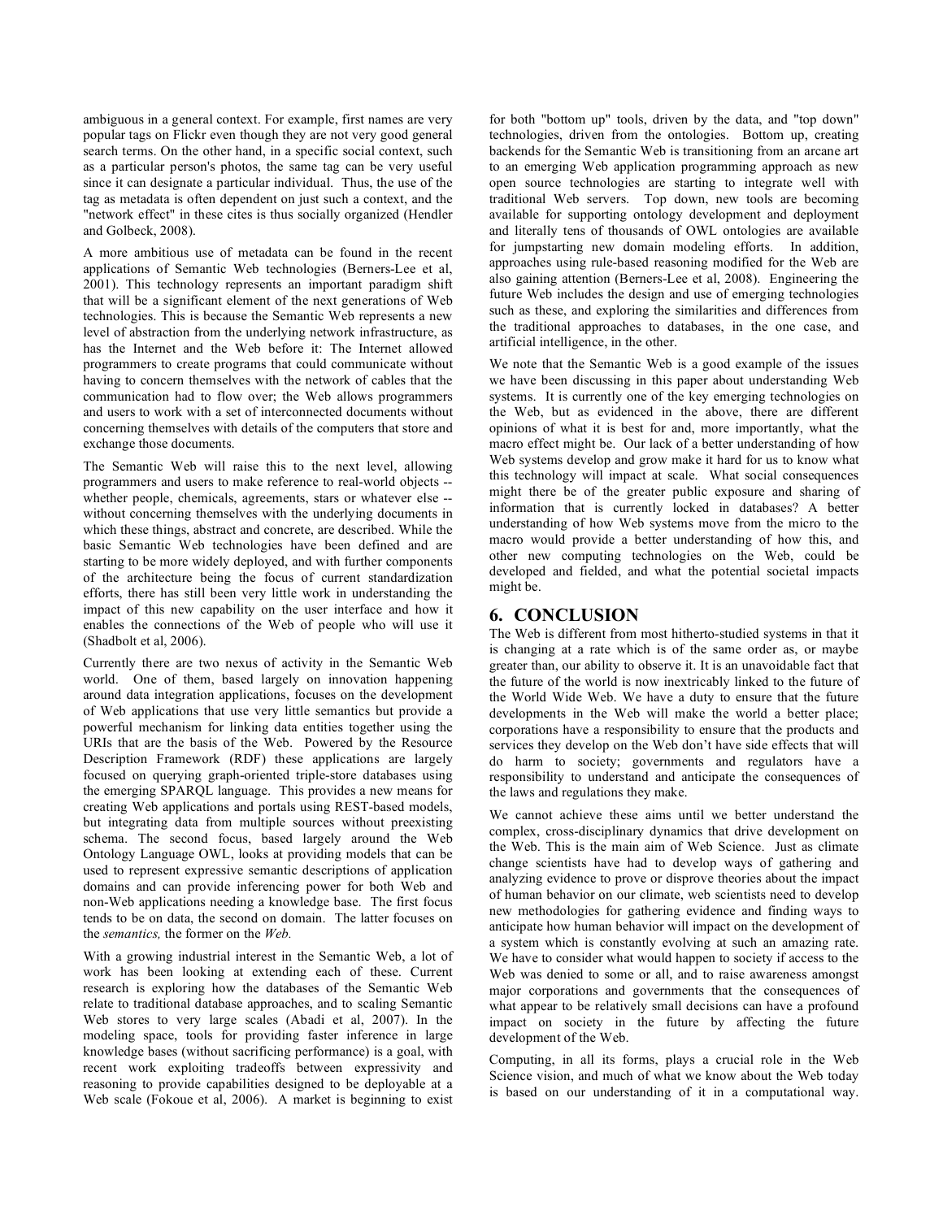ambiguous in a general context. For example, first names are very popular tags on Flickr even though they are not very good general search terms. On the other hand, in a specific social context, such as a particular person's photos, the same tag can be very useful since it can designate a particular individual. Thus, the use of the tag as metadata is often dependent on just such a context, and the "network effect" in these cites is thus socially organized (Hendler and Golbeck, 2008).

A more ambitious use of metadata can be found in the recent applications of Semantic Web technologies (Berners-Lee et al, 2001). This technology represents an important paradigm shift that will be a significant element of the next generations of Web technologies. This is because the Semantic Web represents a new level of abstraction from the underlying network infrastructure, as has the Internet and the Web before it: The Internet allowed programmers to create programs that could communicate without having to concern themselves with the network of cables that the communication had to flow over; the Web allows programmers and users to work with a set of interconnected documents without concerning themselves with details of the computers that store and exchange those documents.

The Semantic Web will raise this to the next level, allowing programmers and users to make reference to real-world objects -- whether people, chemicals, agreements, stars or whatever else -- without concerning themselves with the underlying documents in which these things, abstract and concrete, are described. While the basic Semantic Web technologies have been defined and are starting to be more widely deployed, and with further components of the architecture being the focus of current standardization efforts, there has still been very little work in understanding the impact of this new capability on the user interface and how it enables the connections of the Web of people who will use it (Shadbolt et al, 2006).

Currently there are two nexus of activity in the Semantic Web world. One of them, based largely on innovation happening around data integration applications, focuses on the development of Web applications that use very little semantics but provide a powerful mechanism for linking data entities together using the URIs that are the basis of the Web. Powered by the Resource Description Framework (RDF) these applications are largely focused on querying graph-oriented triple-store databases using the emerging SPARQL language. This provides a new means for creating Web applications and portals using REST-based models, but integrating data from multiple sources without preexisting schema. The second focus, based largely around the Web Ontology Language OWL, looks at providing models that can be used to represent expressive semantic descriptions of application domains and can provide inferencing power for both Web and non-Web applications needing a knowledge base. The first focus tends to be on data, the second on domain. The latter focuses on the *semantics,* the former on the *Web.*

With a growing industrial interest in the Semantic Web, a lot of work has been looking at extending each of these. Current research is exploring how the databases of the Semantic Web relate to traditional database approaches, and to scaling Semantic Web stores to very large scales (Abadi et al, 2007). In the modeling space, tools for providing faster inference in large knowledge bases (without sacrificing performance) is a goal, with recent work exploiting tradeoffs between expressivity and reasoning to provide capabilities designed to be deployable at a Web scale (Fokoue et al, 2006). A market is beginning to exist for both "bottom up" tools, driven by the data, and "top down" technologies, driven from the ontologies. Bottom up, creating backends for the Semantic Web is transitioning from an arcane art to an emerging Web application programming approach as new open source technologies are starting to integrate well with traditional Web servers. Top down, new tools are becoming available for supporting ontology development and deployment and literally tens of thousands of OWL ontologies are available for jumpstarting new domain modeling efforts. In addition, approaches using rule-based reasoning modified for the Web are also gaining attention (Berners-Lee et al, 2008). Engineering the future Web includes the design and use of emerging technologies such as these, and exploring the similarities and differences from the traditional approaches to databases, in the one case, and artificial intelligence, in the other.

We note that the Semantic Web is a good example of the issues we have been discussing in this paper about understanding Web systems. It is currently one of the key emerging technologies on the Web, but as evidenced in the above, there are different opinions of what it is best for and, more importantly, what the macro effect might be. Our lack of a better understanding of how Web systems develop and grow make it hard for us to know what this technology will impact at scale. What social consequences might there be of the greater public exposure and sharing of information that is currently locked in databases? A better understanding of how Web systems move from the micro to the macro would provide a better understanding of how this, and other new computing technologies on the Web, could be developed and fielded, and what the potential societal impacts might be.

## 6. CONCLUSION

The Web is different from most hitherto-studied systems in that it is changing at a rate which is of the same order as, or maybe greater than, our ability to observe it. It is an unavoidable fact that the future of the world is now inextricably linked to the future of the World Wide Web. We have a duty to ensure that the future developments in the Web will make the world a better place; corporations have a responsibility to ensure that the products and services they develop on the Web don't have side effects that will do harm to society; governments and regulators have a responsibility to understand and anticipate the consequences of the laws and regulations they make.

We cannot achieve these aims until we better understand the complex, cross-disciplinary dynamics that drive development on the Web. This is the main aim of Web Science. Just as climate change scientists have had to develop ways of gathering and analyzing evidence to prove or disprove theories about the impact of human behavior on our climate, web scientists need to develop new methodologies for gathering evidence and finding ways to anticipate how human behavior will impact on the development of a system which is constantly evolving at such an amazing rate. We have to consider what would happen to society if access to the Web was denied to some or all, and to raise awareness amongst major corporations and governments that the consequences of what appear to be relatively small decisions can have a profound impact on society in the future by affecting the future development of the Web.

Computing, in all its forms, plays a crucial role in the Web Science vision, and much of what we know about the Web today is based on our understanding of it in a computational way.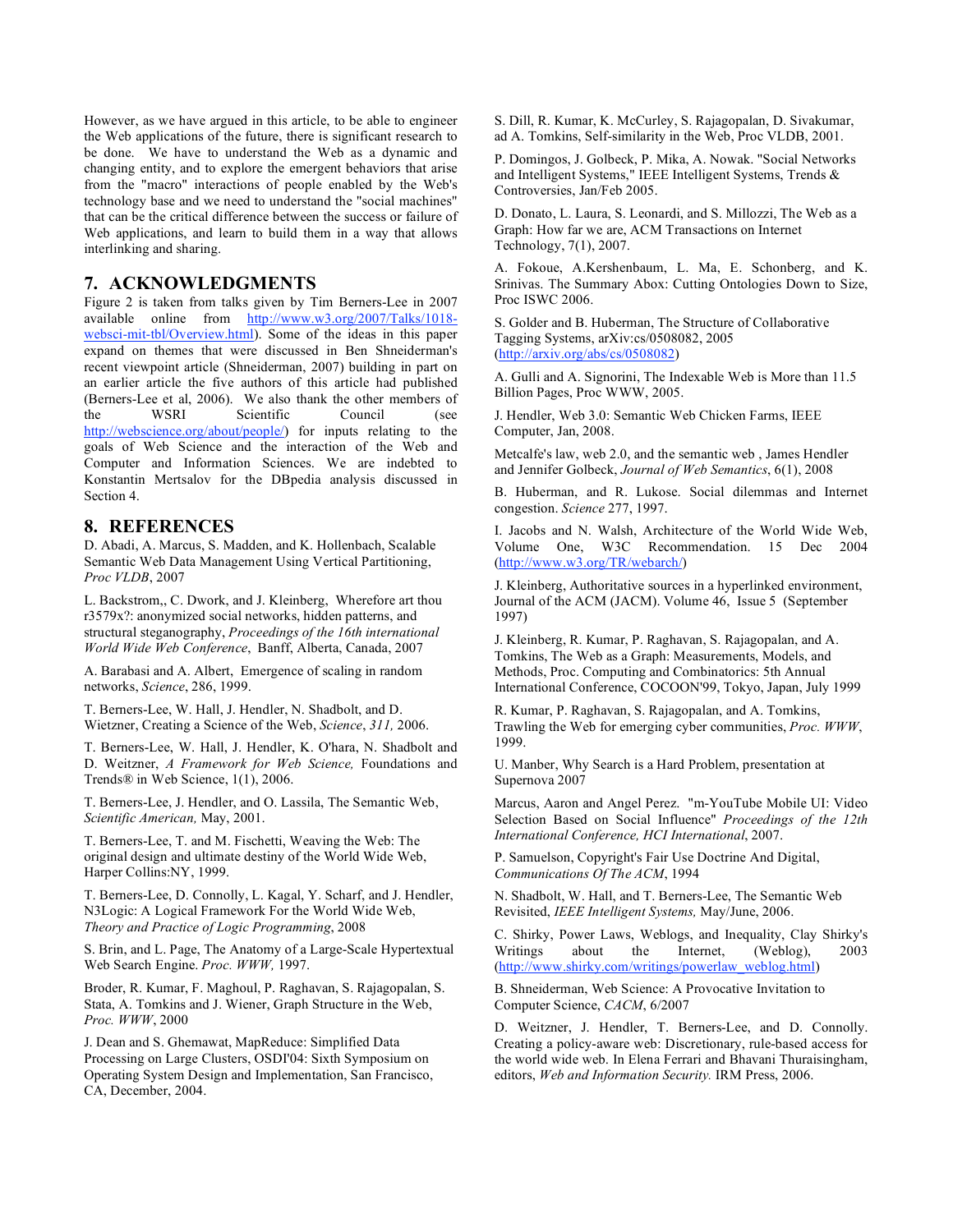However, as we have argued in this article, to be able to engineer the Web applications of the future, there is significant research to be done. We have to understand the Web as a dynamic and changing entity, and to explore the emergent behaviors that arise from the "macro" interactions of people enabled by the Web's technology base and we need to understand the "social machines" that can be the critical difference between the success or failure of Web applications, and learn to build them in a way that allows interlinking and sharing.

## 7. ACKNOWLEDGMENTS

Figure 2 is taken from talks given by Tim Berners-Lee in 2007 available online from http://www.w3.org/2007/Talks/1018-websci-mit-tbl/Overview.html). Some of the ideas in this paper expand on themes that were discussed in Ben Shneiderman's recent viewpoint article (Shneiderman, 2007) building in part on an earlier article the five authors of this article had published (Berners-Lee et al, 2006). We also thank the other members of the WSRI Scientific Council (see http://webscience.org/about/people/) for inputs relating to the goals of Web Science and the interaction of the Web and Computer and Information Sciences. We are indebted to Konstantin Mertsalov for the DBpedia analysis discussed in Section 4.

## 8. REFERENCES

D. Abadi, A. Marcus, S. Madden, and K. Hollenbach, Scalable Semantic Web Data Management Using Vertical Partitioning, *Proc VLDB*, 2007

L. Backstrom,, C. Dwork, and J. Kleinberg, Wherefore art thou r3579x?: anonymized social networks, hidden patterns, and structural steganography, *Proceedings of the 16th international World Wide Web Conference*, Banff, Alberta, Canada, 2007

A. Barabasi and A. Albert, Emergence of scaling in random networks, *Science*, 286, 1999.

T. Berners-Lee, W. Hall, J. Hendler, N. Shadbolt, and D. Wietzner, Creating a Science of the Web, *Science*, *311,* 2006.

T. Berners-Lee, W. Hall, J. Hendler, K. O'hara, N. Shadbolt and D. Weitzner, *A Framework for Web Science,* Foundations and Trends® in Web Science, 1(1), 2006.

T. Berners-Lee, J. Hendler, and O. Lassila, The Semantic Web, *Scientific American,* May, 2001.

T. Berners-Lee, T. and M. Fischetti, Weaving the Web: The original design and ultimate destiny of the World Wide Web, Harper Collins:NY, 1999.

T. Berners-Lee, D. Connolly, L. Kagal, Y. Scharf, and J. Hendler, N3Logic: A Logical Framework For the World Wide Web, *Theory and Practice of Logic Programming*, 2008

S. Brin, and L. Page, The Anatomy of a Large-Scale Hypertextual Web Search Engine. *Proc. WWW,* 1997.

Broder, R. Kumar, F. Maghoul, P. Raghavan, S. Rajagopalan, S. Stata, A. Tomkins and J. Wiener, Graph Structure in the Web, *Proc. WWW*, 2000

J. Dean and S. Ghemawat, MapReduce: Simplified Data Processing on Large Clusters, OSDI'04: Sixth Symposium on Operating System Design and Implementation, San Francisco, CA, December, 2004.

S. Dill, R. Kumar, K. McCurley, S. Rajagopalan, D. Sivakumar, ad A. Tomkins, Self-similarity in the Web, Proc VLDB, 2001.

P. Domingos, J. Golbeck, P. Mika, A. Nowak. "Social Networks and Intelligent Systems," IEEE Intelligent Systems, Trends & Controversies, Jan/Feb 2005.

D. Donato, L. Laura, S. Leonardi, and S. Millozzi, The Web as a Graph: How far we are, ACM Transactions on Internet Technology, 7(1), 2007.

A. Fokoue, A.Kershenbaum, L. Ma, E. Schonberg, and K. Srinivas. The Summary Abox: Cutting Ontologies Down to Size, Proc ISWC 2006.

S. Golder and B. Huberman, The Structure of Collaborative Tagging Systems, arXiv:cs/0508082, 2005 (http://arxiv.org/abs/cs/0508082)

A. Gulli and A. Signorini, The Indexable Web is More than 11.5 Billion Pages, Proc WWW, 2005.

J. Hendler, Web 3.0: Semantic Web Chicken Farms, IEEE Computer, Jan, 2008.

Metcalfe's law, web 2.0, and the semantic web , James Hendler and Jennifer Golbeck, *Journal of Web Semantics*, 6(1), 2008

B. Huberman, and R. Lukose. Social dilemmas and Internet congestion. *Science* 277, 1997.

I. Jacobs and N. Walsh, Architecture of the World Wide Web, Volume One, W3C Recommendation. 15 Dec 2004 (http://www.w3.org/TR/webarch/)

J. Kleinberg, Authoritative sources in a hyperlinked environment, Journal of the ACM (JACM). Volume 46, Issue 5 (September 1997)

J. Kleinberg, R. Kumar, P. Raghavan, S. Rajagopalan, and A. Tomkins, The Web as a Graph: Measurements, Models, and Methods, Proc. Computing and Combinatorics: 5th Annual International Conference, COCOON'99, Tokyo, Japan, July 1999

R. Kumar, P. Raghavan, S. Rajagopalan, and A. Tomkins, Trawling the Web for emerging cyber communities, *Proc. WWW*, 1999.

U. Manber, Why Search is a Hard Problem, presentation at Supernova 2007

Marcus, Aaron and Angel Perez. "m-YouTube Mobile UI: Video Selection Based on Social Influence" *Proceedings of the 12th International Conference, HCI International*, 2007.

P. Samuelson, Copyright's Fair Use Doctrine And Digital, *Communications Of The ACM*, 1994

N. Shadbolt, W. Hall, and T. Berners-Lee, The Semantic Web Revisited, *IEEE Intelligent Systems,* May/June, 2006.

C. Shirky, Power Laws, Weblogs, and Inequality, Clay Shirky's Writings about the Internet, (Weblog), 2003 (http://www.shirky.com/writings/powerlaw_weblog.html)

B. Shneiderman, Web Science: A Provocative Invitation to Computer Science, *CACM*, 6/2007

D. Weitzner, J. Hendler, T. Berners-Lee, and D. Connolly. Creating a policy-aware web: Discretionary, rule-based access for the world wide web. In Elena Ferrari and Bhavani Thuraisingham, editors, *Web and Information Security.* IRM Press, 2006.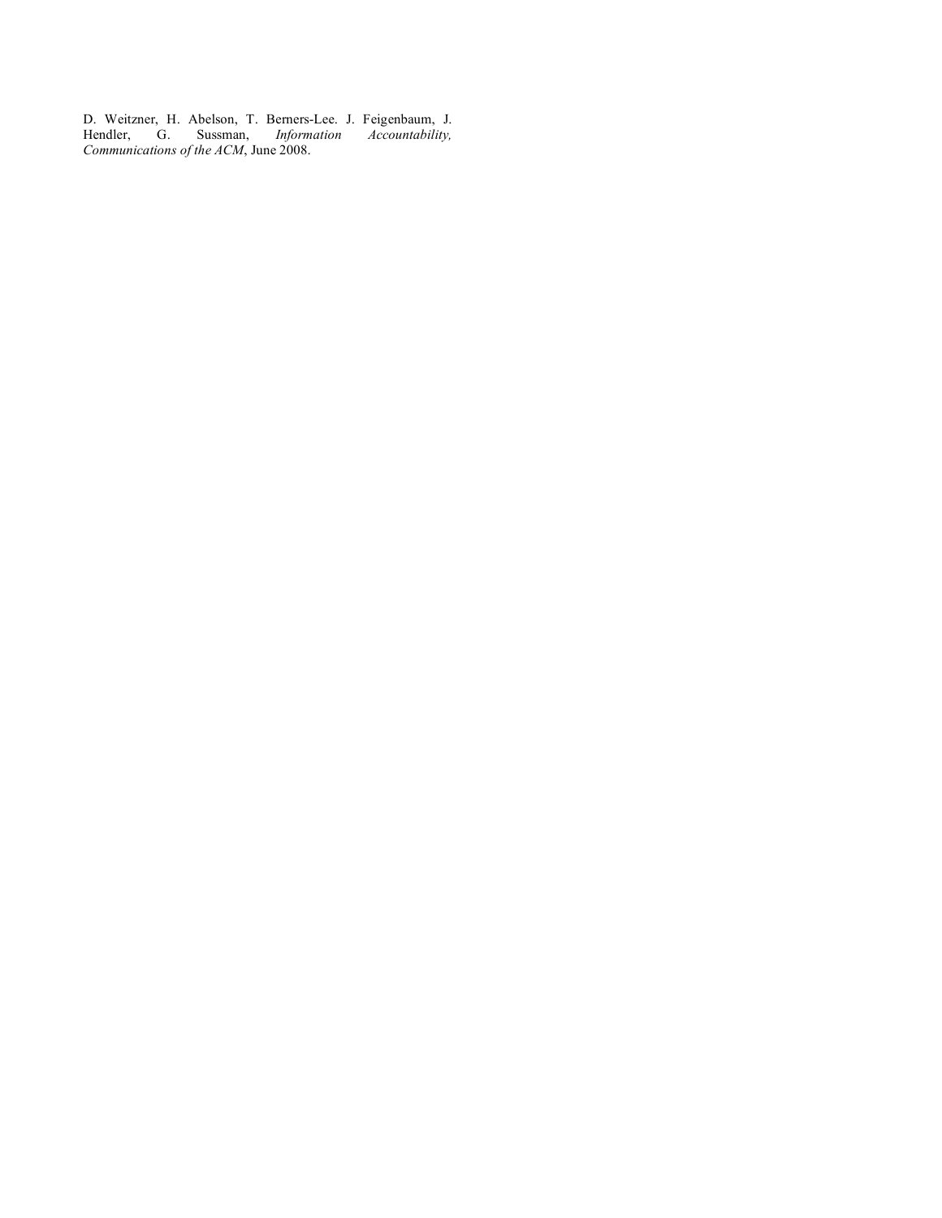D. Weitzner, H. Abelson, T. Berners-Lee. J. Feigenbaum, J. Hendler, G. Sussman, *Information Accountability, Communications of the ACM*, June 2008.